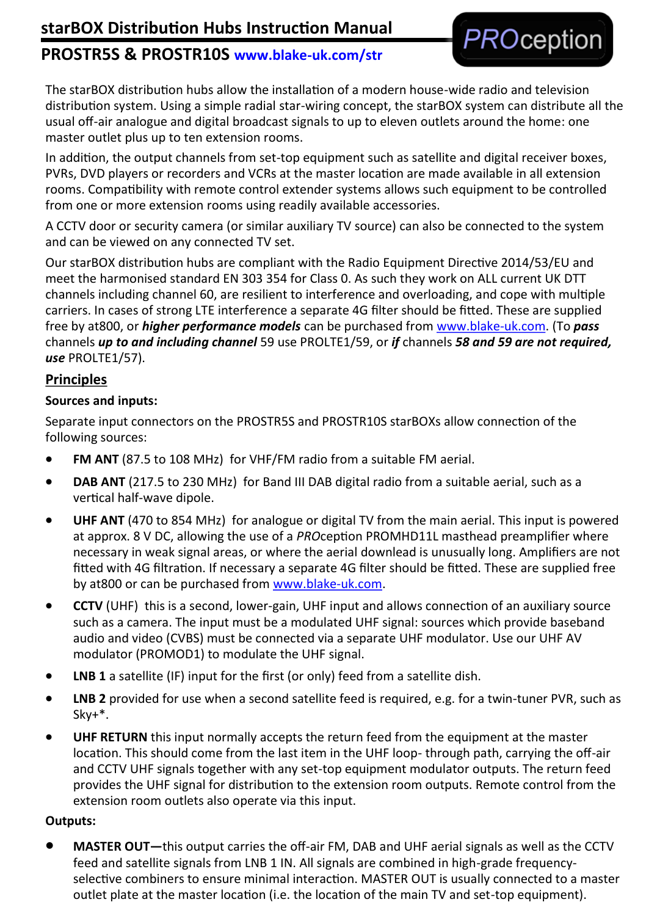# starBOX Distribution Hubs Instruction Manual

## PROSTR5S & PROSTR10S www.blake-uk.com/str

PROception

The starBOX distribution hubs allow the installation of a modern house-wide radio and television distribution system. Using a simple radial star-wiring concept, the starBOX system can distribute all the usual off-air analogue and digital broadcast signals to up to eleven outlets around the home: one master outlet plus up to ten extension rooms.

In addition, the output channels from set-top equipment such as satellite and digital receiver boxes, PVRs, DVD players or recorders and VCRs at the master location are made available in all extension rooms. Compatibility with remote control extender systems allows such equipment to be controlled from one or more extension rooms using readily available accessories.

A CCTV door or security camera (or similar auxiliary TV source) can also be connected to the system and can be viewed on any connected TV set.

Our starBOX distribution hubs are compliant with the Radio Equipment Directive 2014/53/EU and meet the harmonised standard EN 303 354 for Class 0. As such they work on ALL current UK DTT channels including channel 60, are resilient to interference and overloading, and cope with multiple carriers. In cases of strong LTE interference a separate 4G filter should be fitted. These are supplied free by at800, or ***higher performance models*** can be purchased from www.blake-uk.com. (To ***pass*** channels ***up to and including channel*** 59 use PROLTE1/59, or ***if*** channels ***58 and 59 are not required, use*** PROLTE1/57).

## Principles

**Sources and inputs:**

Separate input connectors on the PROSTR5S and PROSTR10S starBOXs allow connection of the following sources:

- **FM ANT** (87.5 to 108 MHz) for VHF/FM radio from a suitable FM aerial.
- **DAB ANT** (217.5 to 230 MHz) for Band III DAB digital radio from a suitable aerial, such as a vertical half-wave dipole.
- **UHF ANT** (470 to 854 MHz) for analogue or digital TV from the main aerial. This input is powered at approx. 8 V DC, allowing the use of a *PRO*ception PROMHD11L masthead preamplifier where necessary in weak signal areas, or where the aerial download is unusually long. Amplifiers are not fitted with 4G filtration. If necessary a separate 4G filter should be fitted. These are supplied free by at800 or can be purchased from www.blake-uk.com.
- **CCTV** (UHF) this is a second, lower-gain, UHF input and allows connection of an auxiliary source such as a camera. The input must be a modulated UHF signal: sources which provide baseband audio and video (CVBS) must be connected via a separate UHF modulator. Use our UHF AV modulator (PROMOD1) to modulate the UHF signal.
- **LNB 1** a satellite (IF) input for the first (or only) feed from a satellite dish.
- **LNB 2** provided for use when a second satellite feed is required, e.g. for a twin-tuner PVR, such as Sky+*.
- **UHF RETURN** this input normally accepts the return feed from the equipment at the master location. This should come from the last item in the UHF loop- through path, carrying the off-air and CCTV UHF signals together with any set-top equipment modulator outputs. The return feed provides the UHF signal for distribution to the extension room outputs. Remote control from the extension room outlets also operate via this input.

**Outputs:**

- **MASTER OUT—**this output carries the off-air FM, DAB and UHF aerial signals as well as the CCTV feed and satellite signals from LNB 1 IN. All signals are combined in high-grade frequency-selective combiners to ensure minimal interaction. MASTER OUT is usually connected to a master outlet plate at the master location (i.e. the location of the main TV and set-top equipment).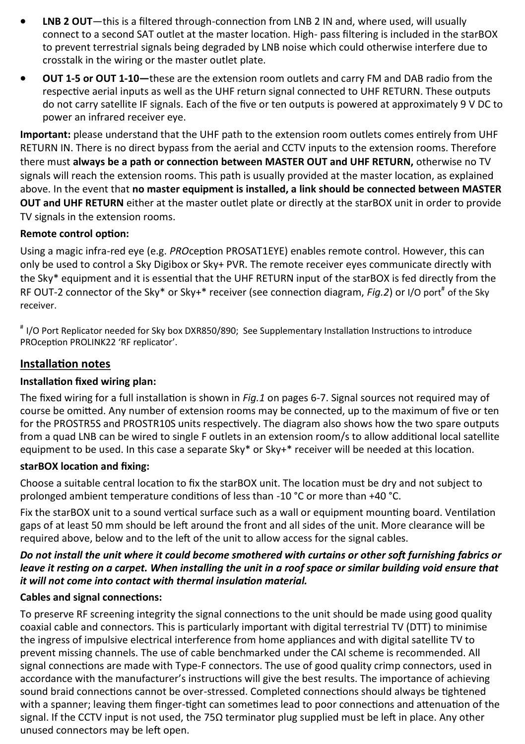- **LNB 2 OUT**—this is a filtered through-connection from LNB 2 IN and, where used, will usually connect to a second SAT outlet at the master location. High- pass filtering is included in the starBOX to prevent terrestrial signals being degraded by LNB noise which could otherwise interfere due to crosstalk in the wiring or the master outlet plate.
- **OUT 1-5 or OUT 1-10—**these are the extension room outlets and carry FM and DAB radio from the respective aerial inputs as well as the UHF return signal connected to UHF RETURN. These outputs do not carry satellite IF signals. Each of the five or ten outputs is powered at approximately 9 V DC to power an infrared receiver eye.

**Important:** please understand that the UHF path to the extension room outlets comes entirely from UHF RETURN IN. There is no direct bypass from the aerial and CCTV inputs to the extension rooms. Therefore there must **always be a path or connection between MASTER OUT and UHF RETURN,** otherwise no TV signals will reach the extension rooms. This path is usually provided at the master location, as explained above. In the event that **no master equipment is installed, a link should be connected between MASTER OUT and UHF RETURN** either at the master outlet plate or directly at the starBOX unit in order to provide TV signals in the extension rooms.

**Remote control option:**

Using a magic infra-red eye (e.g. *PRO*ception PROSAT1EYE) enables remote control. However, this can only be used to control a Sky Digibox or Sky+ PVR. The remote receiver eyes communicate directly with the Sky* equipment and it is essential that the UHF RETURN input of the starBOX is fed directly from the RF OUT-2 connector of the Sky* or Sky+* receiver (see connection diagram, *Fig.2*) or I/O port[#] of the Sky receiver.

[#] I/O Port Replicator needed for Sky box DXR850/890; See Supplementary Installation Instructions to introduce PROception PROLINK22 'RF replicator'.

## Installation notes

**Installation fixed wiring plan:**

The fixed wiring for a full installation is shown in *Fig.1* on pages 6-7. Signal sources not required may of course be omitted. Any number of extension rooms may be connected, up to the maximum of five or ten for the PROSTR5S and PROSTR10S units respectively. The diagram also shows how the two spare outputs from a quad LNB can be wired to single F outlets in an extension room/s to allow additional local satellite equipment to be used. In this case a separate Sky* or Sky+* receiver will be needed at this location.

**starBOX location and fixing:**

Choose a suitable central location to fix the starBOX unit. The location must be dry and not subject to prolonged ambient temperature conditions of less than -10 °C or more than +40 °C.

Fix the starBOX unit to a sound vertical surface such as a wall or equipment mounting board. Ventilation gaps of at least 50 mm should be left around the front and all sides of the unit. More clearance will be required above, below and to the left of the unit to allow access for the signal cables.

***Do not install the unit where it could become smothered with curtains or other soft furnishing fabrics or leave it resting on a carpet. When installing the unit in a roof space or similar building void ensure that it will not come into contact with thermal insulation material.***

**Cables and signal connections:**

To preserve RF screening integrity the signal connections to the unit should be made using good quality coaxial cable and connectors. This is particularly important with digital terrestrial TV (DTT) to minimise the ingress of impulsive electrical interference from home appliances and with digital satellite TV to prevent missing channels. The use of cable benchmarked under the CAI scheme is recommended. All signal connections are made with Type-F connectors. The use of good quality crimp connectors, used in accordance with the manufacturer's instructions will give the best results. The importance of achieving sound braid connections cannot be over-stressed. Completed connections should always be tightened with a spanner; leaving them finger-tight can sometimes lead to poor connections and attenuation of the signal. If the CCTV input is not used, the 75Ω terminator plug supplied must be left in place. Any other unused connectors may be left open.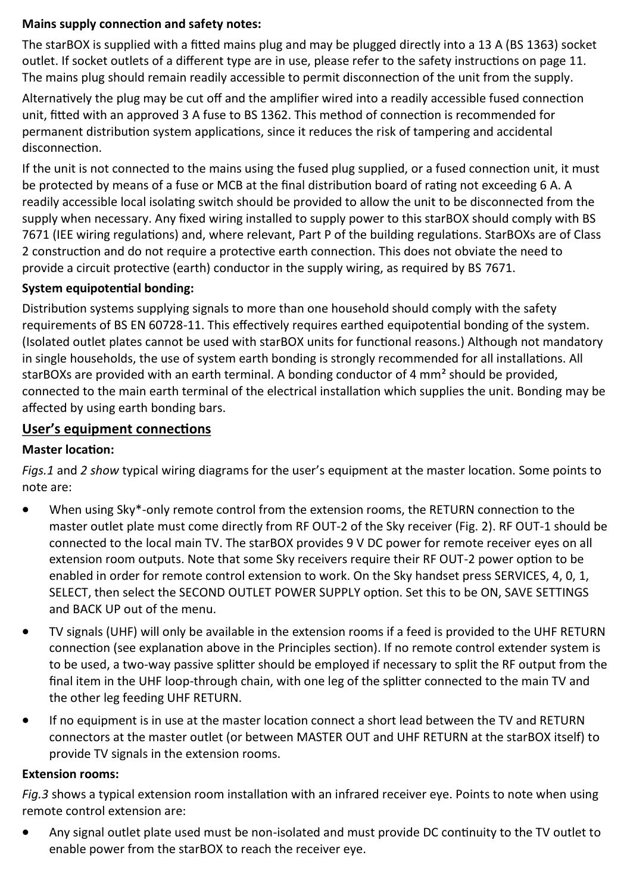**Mains supply connection and safety notes:**

The starBOX is supplied with a fitted mains plug and may be plugged directly into a 13 A (BS 1363) socket outlet. If socket outlets of a different type are in use, please refer to the safety instructions on page 11. The mains plug should remain readily accessible to permit disconnection of the unit from the supply.

Alternatively the plug may be cut off and the amplifier wired into a readily accessible fused connection unit, fitted with an approved 3 A fuse to BS 1362. This method of connection is recommended for permanent distribution system applications, since it reduces the risk of tampering and accidental disconnection.

If the unit is not connected to the mains using the fused plug supplied, or a fused connection unit, it must be protected by means of a fuse or MCB at the final distribution board of rating not exceeding 6 A. A readily accessible local isolating switch should be provided to allow the unit to be disconnected from the supply when necessary. Any fixed wiring installed to supply power to this starBOX should comply with BS 7671 (IEE wiring regulations) and, where relevant, Part P of the building regulations. StarBOXs are of Class 2 construction and do not require a protective earth connection. This does not obviate the need to provide a circuit protective (earth) conductor in the supply wiring, as required by BS 7671.

**System equipotential bonding:**

Distribution systems supplying signals to more than one household should comply with the safety requirements of BS EN 60728-11. This effectively requires earthed equipotential bonding of the system. (Isolated outlet plates cannot be used with starBOX units for functional reasons.) Although not mandatory in single households, the use of system earth bonding is strongly recommended for all installations. All starBOXs are provided with an earth terminal. A bonding conductor of 4 mm² should be provided, connected to the main earth terminal of the electrical installation which supplies the unit. Bonding may be affected by using earth bonding bars.

## User's equipment connections

**Master location:**

*Figs.1* and *2 show* typical wiring diagrams for the user's equipment at the master location. Some points to note are:

- When using Sky*-only remote control from the extension rooms, the RETURN connection to the master outlet plate must come directly from RF OUT-2 of the Sky receiver (Fig. 2). RF OUT-1 should be connected to the local main TV. The starBOX provides 9 V DC power for remote receiver eyes on all extension room outputs. Note that some Sky receivers require their RF OUT-2 power option to be enabled in order for remote control extension to work. On the Sky handset press SERVICES, 4, 0, 1, SELECT, then select the SECOND OUTLET POWER SUPPLY option. Set this to be ON, SAVE SETTINGS and BACK UP out of the menu.
- TV signals (UHF) will only be available in the extension rooms if a feed is provided to the UHF RETURN connection (see explanation above in the Principles section). If no remote control extender system is to be used, a two-way passive splitter should be employed if necessary to split the RF output from the final item in the UHF loop-through chain, with one leg of the splitter connected to the main TV and the other leg feeding UHF RETURN.
- If no equipment is in use at the master location connect a short lead between the TV and RETURN connectors at the master outlet (or between MASTER OUT and UHF RETURN at the starBOX itself) to provide TV signals in the extension rooms.

**Extension rooms:**

*Fig.3* shows a typical extension room installation with an infrared receiver eye. Points to note when using remote control extension are:

- Any signal outlet plate used must be non-isolated and must provide DC continuity to the TV outlet to enable power from the starBOX to reach the receiver eye.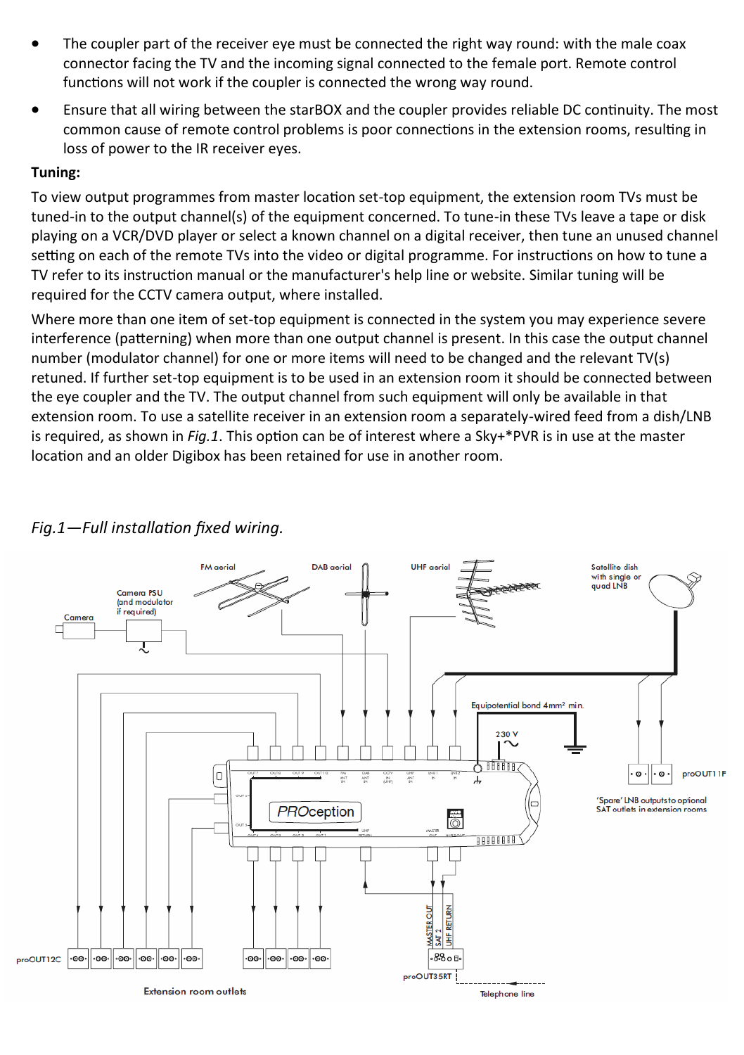- The coupler part of the receiver eye must be connected the right way round: with the male coax connector facing the TV and the incoming signal connected to the female port. Remote control functions will not work if the coupler is connected the wrong way round.
- Ensure that all wiring between the starBOX and the coupler provides reliable DC continuity. The most common cause of remote control problems is poor connections in the extension rooms, resulting in loss of power to the IR receiver eyes.

**Tuning:**

To view output programmes from master location set-top equipment, the extension room TVs must be tuned-in to the output channel(s) of the equipment concerned. To tune-in these TVs leave a tape or disk playing on a VCR/DVD player or select a known channel on a digital receiver, then tune an unused channel setting on each of the remote TVs into the video or digital programme. For instructions on how to tune a TV refer to its instruction manual or the manufacturer's help line or website. Similar tuning will be required for the CCTV camera output, where installed.

Where more than one item of set-top equipment is connected in the system you may experience severe interference (patterning) when more than one output channel is present. In this case the output channel number (modulator channel) for one or more items will need to be changed and the relevant TV(s) retuned. If further set-top equipment is to be used in an extension room it should be connected between the eye coupler and the TV. The output channel from such equipment will only be available in that extension room. To use a satellite receiver in an extension room a separately-wired feed from a dish/LNB is required, as shown in *Fig.1*. This option can be of interest where a Sky+*PVR is in use at the master location and an older Digibox has been retained for use in another room.

*Fig.1—Full installation fixed wiring.*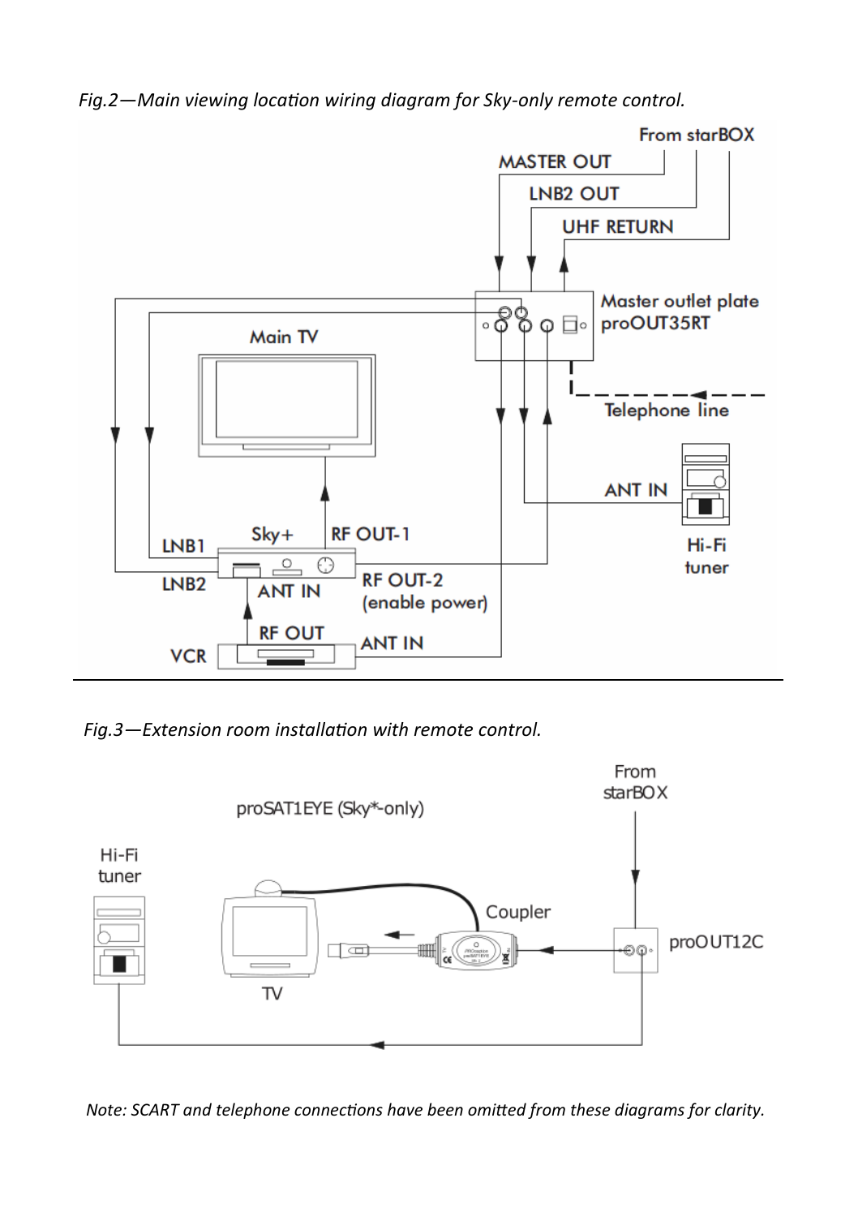*Fig.2—Main viewing location wiring diagram for Sky-only remote control.*

*Fig.3—Extension room installation with remote control.*

*Note: SCART and telephone connections have been omitted from these diagrams for clarity.*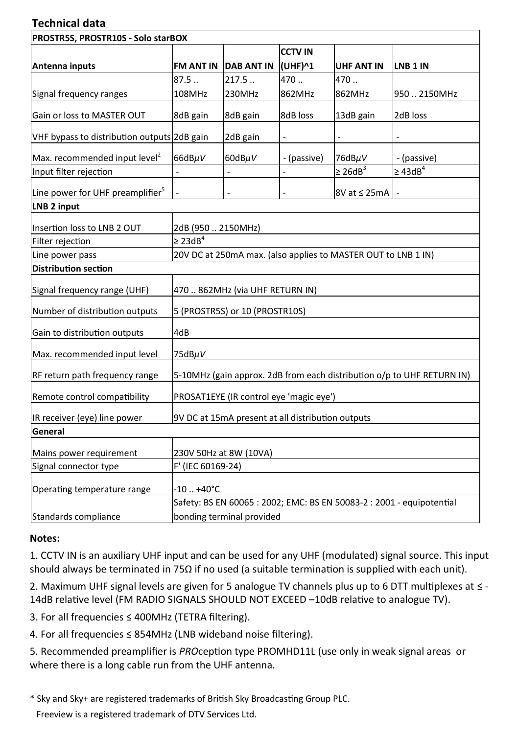## Technical data

| PROSTR5S, PROSTR10S - Solo starBOX | | | | | |
|---|---|---|---|---|---|
| Antenna inputs | FM ANT IN | DAB ANT IN | CCTV IN (UHF)^1 | UHF ANT IN | LNB 1 IN |
| Signal frequency ranges | 87.5 .. 108MHz | 217.5 .. 230MHz | 470 .. 862MHz | 470 .. 862MHz | 950 .. 2150MHz |
| Gain or loss to MASTER OUT | 8dB gain | 8dB gain | 8dB loss | 13dB gain | 2dB loss |
| VHF bypass to distribution outputs | 2dB gain | 2dB gain | - | - | - |
| Max. recommended input level[2] | 66dB$\mu V$ | 60dB$\mu V$ | - (passive) | 76dB$\mu V$ | - (passive) |
| Input filter rejection | - | - | - | ≥ 26dB[3] | ≥ 43dB[4] |
| Line power for UHF preamplifier[5] | - | - | - | 8V at ≤ 25mA | - |
| **LNB 2 input** | | | | | |
| Insertion loss to LNB 2 OUT | 2dB (950 .. 2150MHz) | | | | |
| Filter rejection | ≥ 23dB[4] | | | | |
| Line power pass | 20V DC at 250mA max. (also applies to MASTER OUT to LNB 1 IN) | | | | |
| **Distribution section** | | | | | |
| Signal frequency range (UHF) | 470 .. 862MHz (via UHF RETURN IN) | | | | |
| Number of distribution outputs | 5 (PROSTR5S) or 10 (PROSTR10S) | | | | |
| Gain to distribution outputs | 4dB | | | | |
| Max. recommended input level | 75dB$\mu V$ | | | | |
| RF return path frequency range | 5-10MHz (gain approx. 2dB from each distribution o/p to UHF RETURN IN) | | | | |
| Remote control compatibility | PROSAT1EYE (IR control eye 'magic eye') | | | | |
| IR receiver (eye) line power | 9V DC at 15mA present at all distribution outputs | | | | |
| **General** | | | | | |
| Mains power requirement | 230V 50Hz at 8W (10VA) | | | | |
| Signal connector type | F' (IEC 60169-24) | | | | |
| Operating temperature range | -10 .. +40°C | | | | |
| Standards compliance | Safety: BS EN 60065 : 2002; EMC: BS EN 50083-2 : 2001 - equipotential bonding terminal provided | | | | |

**Notes:**

1. CCTV IN is an auxiliary UHF input and can be used for any UHF (modulated) signal source. This input should always be terminated in 75Ω if no used (a suitable termination is supplied with each unit).

2. Maximum UHF signal levels are given for 5 analogue TV channels plus up to 6 DTT multiplexes at ≤ -14dB relative level (FM RADIO SIGNALS SHOULD NOT EXCEED –10dB relative to analogue TV).

3. For all frequencies ≤ 400MHz (TETRA filtering).

4. For all frequencies ≤ 854MHz (LNB wideband noise filtering).

5. Recommended preamplifier is *PRO*ception type PROMHD11L (use only in weak signal areas or where there is a long cable run from the UHF antenna.

* Sky and Sky+ are registered trademarks of British Sky Broadcasting Group PLC.
  Freeview is a registered trademark of DTV Services Ltd.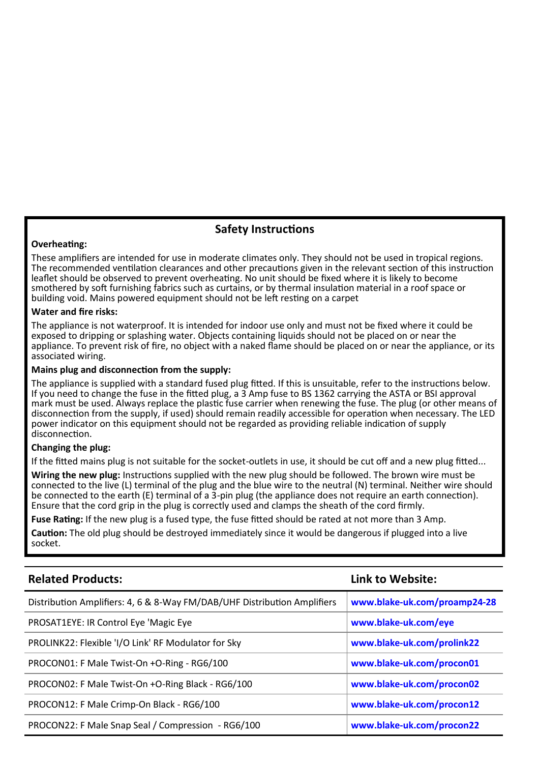## Safety Instructions

**Overheating:**

These amplifiers are intended for use in moderate climates only. They should not be used in tropical regions. The recommended ventilation clearances and other precautions given in the relevant section of this instruction leaflet should be observed to prevent overheating. No unit should be fixed where it is likely to become smothered by soft furnishing fabrics such as curtains, or by thermal insulation material in a roof space or building void. Mains powered equipment should not be left resting on a carpet

**Water and fire risks:**

The appliance is not waterproof. It is intended for indoor use only and must not be fixed where it could be exposed to dripping or splashing water. Objects containing liquids should not be placed on or near the appliance. To prevent risk of fire, no object with a naked flame should be placed on or near the appliance, or its associated wiring.

**Mains plug and disconnection from the supply:**

The appliance is supplied with a standard fused plug fitted. If this is unsuitable, refer to the instructions below. If you need to change the fuse in the fitted plug, a 3 Amp fuse to BS 1362 carrying the ASTA or BSI approval mark must be used. Always replace the plastic fuse carrier when renewing the fuse. The plug (or other means of disconnection from the supply, if used) should remain readily accessible for operation when necessary. The LED power indicator on this equipment should not be regarded as providing reliable indication of supply disconnection.

**Changing the plug:**

If the fitted mains plug is not suitable for the socket-outlets in use, it should be cut off and a new plug fitted...

**Wiring the new plug:** Instructions supplied with the new plug should be followed. The brown wire must be connected to the live (L) terminal of the plug and the blue wire to the neutral (N) terminal. Neither wire should be connected to the earth (E) terminal of a 3-pin plug (the appliance does not require an earth connection). Ensure that the cord grip in the plug is correctly used and clamps the sheath of the cord firmly.

**Fuse Rating:** If the new plug is a fused type, the fuse fitted should be rated at not more than 3 Amp.

**Caution:** The old plug should be destroyed immediately since it would be dangerous if plugged into a live socket.

| Related Products: | Link to Website: |
|---|---|
| Distribution Amplifiers: 4, 6 & 8-Way FM/DAB/UHF Distribution Amplifiers | www.blake-uk.com/proamp24-28 |
| PROSAT1EYE: IR Control Eye 'Magic Eye | www.blake-uk.com/eye |
| PROLINK22: Flexible 'I/O Link' RF Modulator for Sky | www.blake-uk.com/prolink22 |
| PROCON01: F Male Twist-On +O-Ring - RG6/100 | www.blake-uk.com/procon01 |
| PROCON02: F Male Twist-On +O-Ring Black - RG6/100 | www.blake-uk.com/procon02 |
| PROCON12: F Male Crimp-On Black - RG6/100 | www.blake-uk.com/procon12 |
| PROCON22: F Male Snap Seal / Compression - RG6/100 | www.blake-uk.com/procon22 |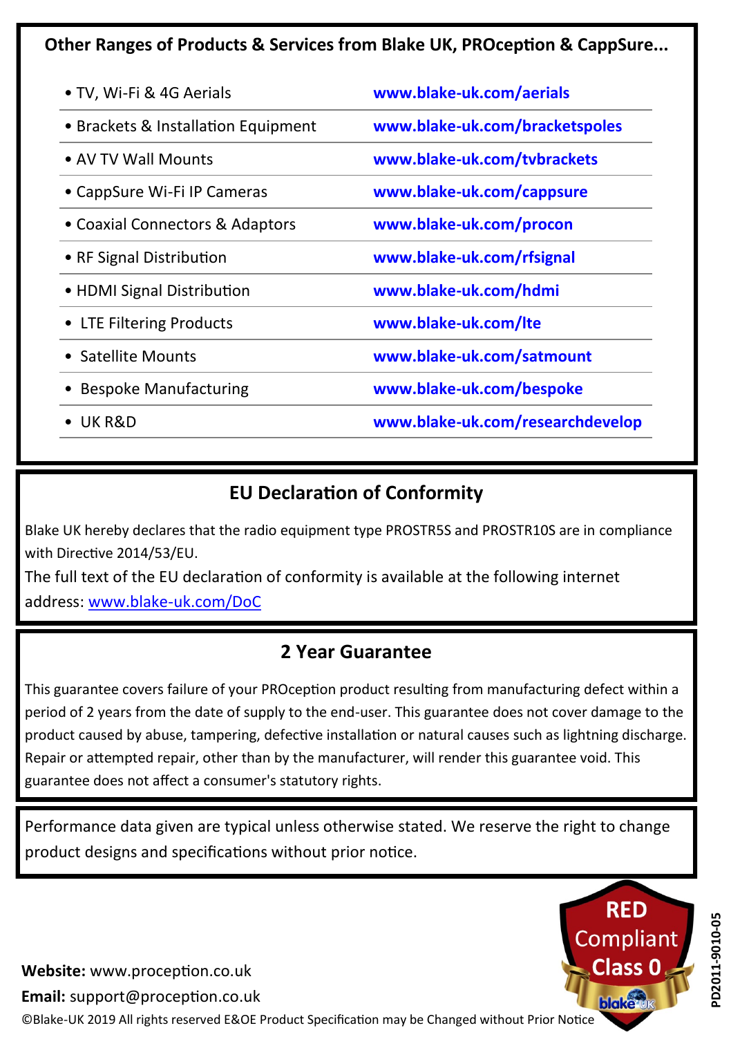## Other Ranges of Products & Services from Blake UK, PROception & CappSure...

| | |
|---|---|
| • TV, Wi-Fi & 4G Aerials | www.blake-uk.com/aerials |
| • Brackets & Installation Equipment | www.blake-uk.com/bracketspoles |
| • AV TV Wall Mounts | www.blake-uk.com/tvbrackets |
| • CappSure Wi-Fi IP Cameras | www.blake-uk.com/cappsure |
| • Coaxial Connectors & Adaptors | www.blake-uk.com/procon |
| • RF Signal Distribution | www.blake-uk.com/rfsignal |
| • HDMI Signal Distribution | www.blake-uk.com/hdmi |
| • LTE Filtering Products | www.blake-uk.com/lte |
| • Satellite Mounts | www.blake-uk.com/satmount |
| • Bespoke Manufacturing | www.blake-uk.com/bespoke |
| • UK R&D | www.blake-uk.com/researchdevelop |

## EU Declaration of Conformity

Blake UK hereby declares that the radio equipment type PROSTR5S and PROSTR10S are in compliance with Directive 2014/53/EU.

The full text of the EU declaration of conformity is available at the following internet address: www.blake-uk.com/DoC

## 2 Year Guarantee

This guarantee covers failure of your PROception product resulting from manufacturing defect within a period of 2 years from the date of supply to the end-user. This guarantee does not cover damage to the product caused by abuse, tampering, defective installation or natural causes such as lightning discharge. Repair or attempted repair, other than by the manufacturer, will render this guarantee void. This guarantee does not affect a consumer's statutory rights.

Performance data given are typical unless otherwise stated. We reserve the right to change product designs and specifications without prior notice.

RED Compliant Class 0

**Website:** www.proception.co.uk

**Email:** support@proception.co.uk

©Blake-UK 2019 All rights reserved E&OE Product Specification may be Changed without Prior Notice

PD2011-9010-05